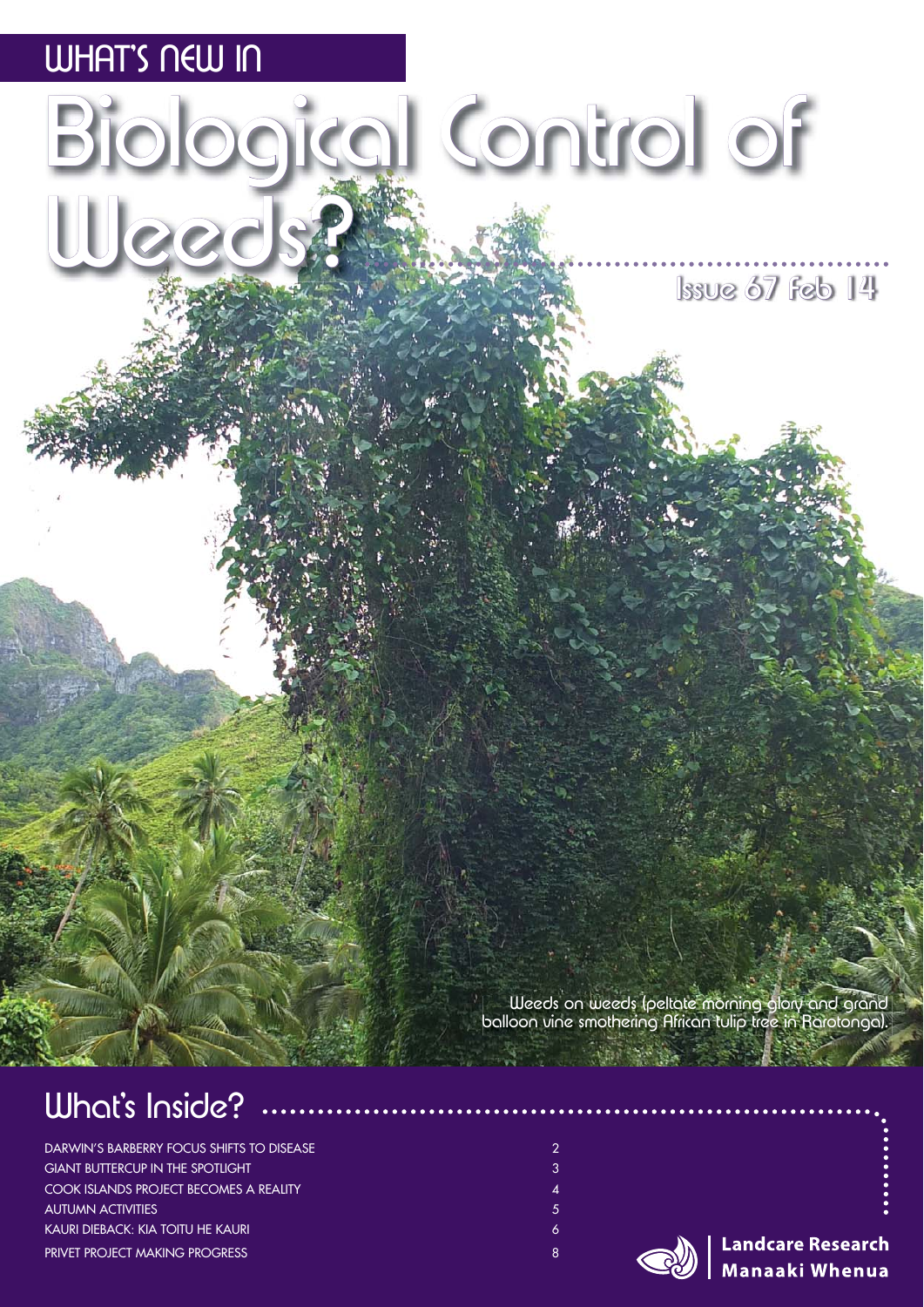WHAT'S NEW IN

# Biological Control of Weeds?

Issue 67 Feb 14

Weeds on weeds (peltate morning glory and grand balloon vine smothering African tulip tree in Rarotonga).

## What's Inside?

| | |
|---|---|
| DARWIN'S BARBERRY FOCUS SHIFTS TO DISEASE | 2 |
| GIANT BUTTERCUP IN THE SPOTLIGHT | 3 |
| COOK ISLANDS PROJECT BECOMES A REALITY | 4 |
| AUTUMN ACTIVITIES | 5 |
| KAURI DIEBACK: KIA TOITU HE KAURI | 6 |
| PRIVET PROJECT MAKING PROGRESS | 8 |

Landcare Research
Manaaki Whenua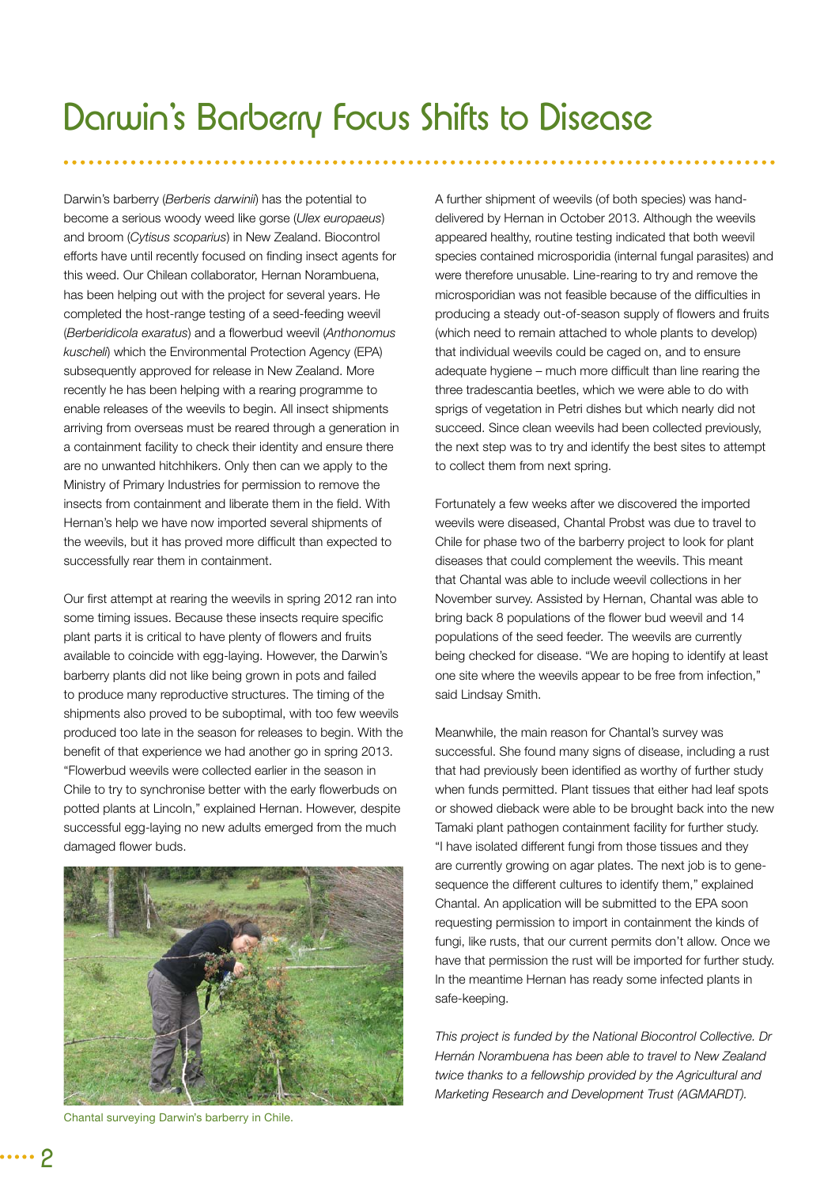# Darwin's Barberry Focus Shifts to Disease

Darwin's barberry (*Berberis darwinii*) has the potential to become a serious woody weed like gorse (*Ulex europaeus*) and broom (*Cytisus scoparius*) in New Zealand. Biocontrol efforts have until recently focused on finding insect agents for this weed. Our Chilean collaborator, Hernan Norambuena, has been helping out with the project for several years. He completed the host-range testing of a seed-feeding weevil (*Berberidicola exaratus*) and a flowerbud weevil (*Anthonomus kuscheli*) which the Environmental Protection Agency (EPA) subsequently approved for release in New Zealand. More recently he has been helping with a rearing programme to enable releases of the weevils to begin. All insect shipments arriving from overseas must be reared through a generation in a containment facility to check their identity and ensure there are no unwanted hitchhikers. Only then can we apply to the Ministry of Primary Industries for permission to remove the insects from containment and liberate them in the field. With Hernan's help we have now imported several shipments of the weevils, but it has proved more difficult than expected to successfully rear them in containment.

Our first attempt at rearing the weevils in spring 2012 ran into some timing issues. Because these insects require specific plant parts it is critical to have plenty of flowers and fruits available to coincide with egg-laying. However, the Darwin's barberry plants did not like being grown in pots and failed to produce many reproductive structures. The timing of the shipments also proved to be suboptimal, with too few weevils produced too late in the season for releases to begin. With the benefit of that experience we had another go in spring 2013. "Flowerbud weevils were collected earlier in the season in Chile to try to synchronise better with the early flowerbuds on potted plants at Lincoln," explained Hernan. However, despite successful egg-laying no new adults emerged from the much damaged flower buds.

Chantal surveying Darwin's barberry in Chile.

A further shipment of weevils (of both species) was hand-delivered by Hernan in October 2013. Although the weevils appeared healthy, routine testing indicated that both weevil species contained microsporidia (internal fungal parasites) and were therefore unusable. Line-rearing to try and remove the microsporidian was not feasible because of the difficulties in producing a steady out-of-season supply of flowers and fruits (which need to remain attached to whole plants to develop) that individual weevils could be caged on, and to ensure adequate hygiene – much more difficult than line rearing the three tradescantia beetles, which we were able to do with sprigs of vegetation in Petri dishes but which nearly did not succeed. Since clean weevils had been collected previously, the next step was to try and identify the best sites to attempt to collect them from next spring.

Fortunately a few weeks after we discovered the imported weevils were diseased, Chantal Probst was due to travel to Chile for phase two of the barberry project to look for plant diseases that could complement the weevils. This meant that Chantal was able to include weevil collections in her November survey. Assisted by Hernan, Chantal was able to bring back 8 populations of the flower bud weevil and 14 populations of the seed feeder. The weevils are currently being checked for disease. "We are hoping to identify at least one site where the weevils appear to be free from infection," said Lindsay Smith.

Meanwhile, the main reason for Chantal's survey was successful. She found many signs of disease, including a rust that had previously been identified as worthy of further study when funds permitted. Plant tissues that either had leaf spots or showed dieback were able to be brought back into the new Tamaki plant pathogen containment facility for further study. "I have isolated different fungi from those tissues and they are currently growing on agar plates. The next job is to gene-sequence the different cultures to identify them," explained Chantal. An application will be submitted to the EPA soon requesting permission to import in containment the kinds of fungi, like rusts, that our current permits don't allow. Once we have that permission the rust will be imported for further study. In the meantime Hernan has ready some infected plants in safe-keeping.

*This project is funded by the National Biocontrol Collective. Dr Hernán Norambuena has been able to travel to New Zealand twice thanks to a fellowship provided by the Agricultural and Marketing Research and Development Trust (AGMARDT).*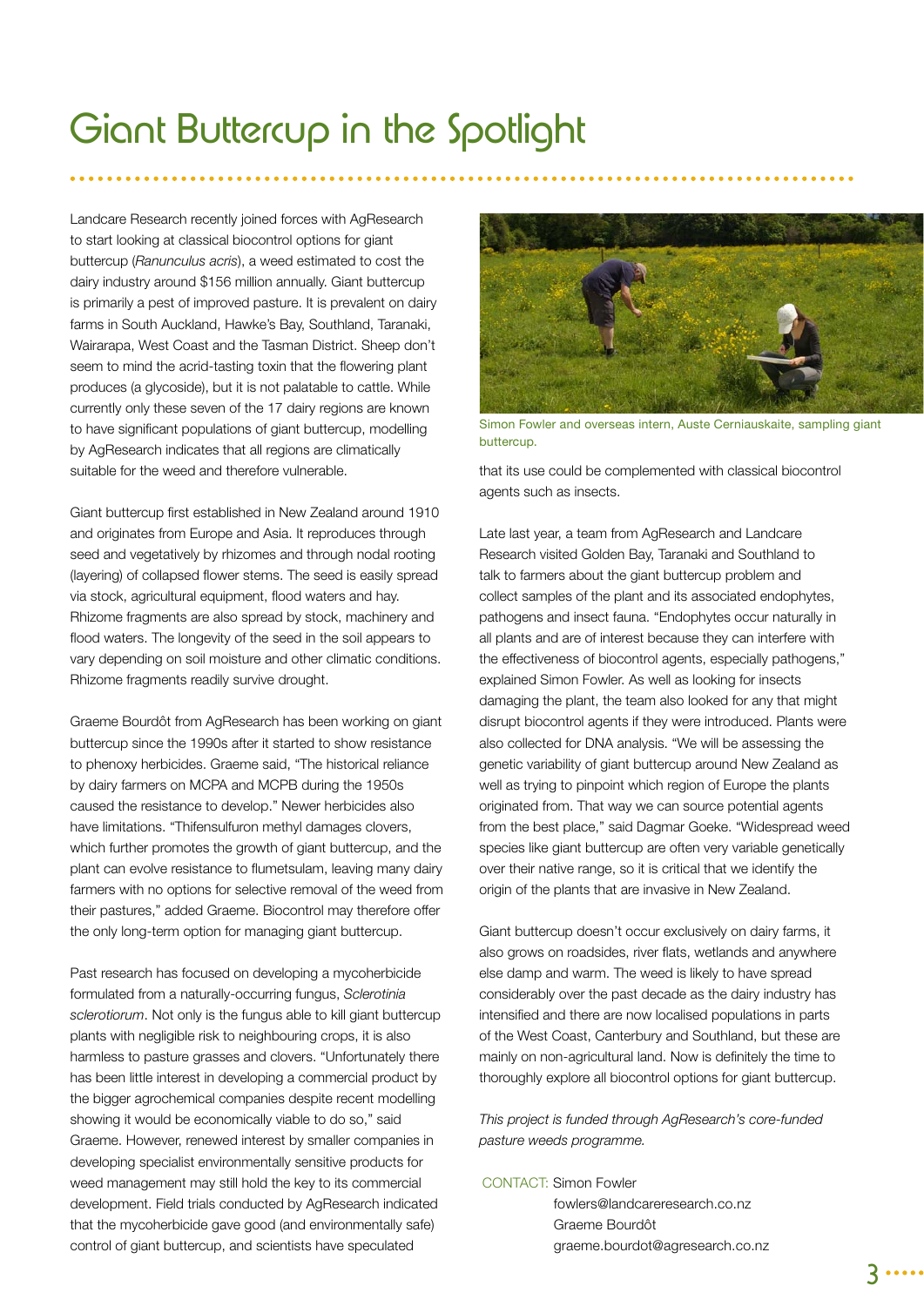# Giant Buttercup in the Spotlight

Landcare Research recently joined forces with AgResearch to start looking at classical biocontrol options for giant buttercup (*Ranunculus acris*), a weed estimated to cost the dairy industry around $156 million annually. Giant buttercup is primarily a pest of improved pasture. It is prevalent on dairy farms in South Auckland, Hawke's Bay, Southland, Taranaki, Wairarapa, West Coast and the Tasman District. Sheep don't seem to mind the acrid-tasting toxin that the flowering plant produces (a glycoside), but it is not palatable to cattle. While currently only these seven of the 17 dairy regions are known to have significant populations of giant buttercup, modelling by AgResearch indicates that all regions are climatically suitable for the weed and therefore vulnerable.

Giant buttercup first established in New Zealand around 1910 and originates from Europe and Asia. It reproduces through seed and vegetatively by rhizomes and through nodal rooting (layering) of collapsed flower stems. The seed is easily spread via stock, agricultural equipment, flood waters and hay. Rhizome fragments are also spread by stock, machinery and flood waters. The longevity of the seed in the soil appears to vary depending on soil moisture and other climatic conditions. Rhizome fragments readily survive drought.

Graeme Bourdôt from AgResearch has been working on giant buttercup since the 1990s after it started to show resistance to phenoxy herbicides. Graeme said, "The historical reliance by dairy farmers on MCPA and MCPB during the 1950s caused the resistance to develop." Newer herbicides also have limitations. "Thifensulfuron methyl damages clovers, which further promotes the growth of giant buttercup, and the plant can evolve resistance to flumetsulam, leaving many dairy farmers with no options for selective removal of the weed from their pastures," added Graeme. Biocontrol may therefore offer the only long-term option for managing giant buttercup.

Past research has focused on developing a mycoherbicide formulated from a naturally-occurring fungus, *Sclerotinia sclerotiorum*. Not only is the fungus able to kill giant buttercup plants with negligible risk to neighbouring crops, it is also harmless to pasture grasses and clovers. "Unfortunately there has been little interest in developing a commercial product by the bigger agrochemical companies despite recent modelling showing it would be economically viable to do so," said Graeme. However, renewed interest by smaller companies in developing specialist environmentally sensitive products for weed management may still hold the key to its commercial development. Field trials conducted by AgResearch indicated that the mycoherbicide gave good (and environmentally safe) control of giant buttercup, and scientists have speculated that its use could be complemented with classical biocontrol agents such as insects.

Simon Fowler and overseas intern, Auste Cerniauskaite, sampling giant buttercup.

Late last year, a team from AgResearch and Landcare Research visited Golden Bay, Taranaki and Southland to talk to farmers about the giant buttercup problem and collect samples of the plant and its associated endophytes, pathogens and insect fauna. "Endophytes occur naturally in all plants and are of interest because they can interfere with the effectiveness of biocontrol agents, especially pathogens," explained Simon Fowler. As well as looking for insects damaging the plant, the team also looked for any that might disrupt biocontrol agents if they were introduced. Plants were also collected for DNA analysis. "We will be assessing the genetic variability of giant buttercup around New Zealand as well as trying to pinpoint which region of Europe the plants originated from. That way we can source potential agents from the best place," said Dagmar Goeke. "Widespread weed species like giant buttercup are often very variable genetically over their native range, so it is critical that we identify the origin of the plants that are invasive in New Zealand.

Giant buttercup doesn't occur exclusively on dairy farms, it also grows on roadsides, river flats, wetlands and anywhere else damp and warm. The weed is likely to have spread considerably over the past decade as the dairy industry has intensified and there are now localised populations in parts of the West Coast, Canterbury and Southland, but these are mainly on non-agricultural land. Now is definitely the time to thoroughly explore all biocontrol options for giant buttercup.

*This project is funded through AgResearch's core-funded pasture weeds programme.*

CONTACT: Simon Fowler
fowlers@landcareresearch.co.nz
Graeme Bourdôt
graeme.bourdot@agresearch.co.nz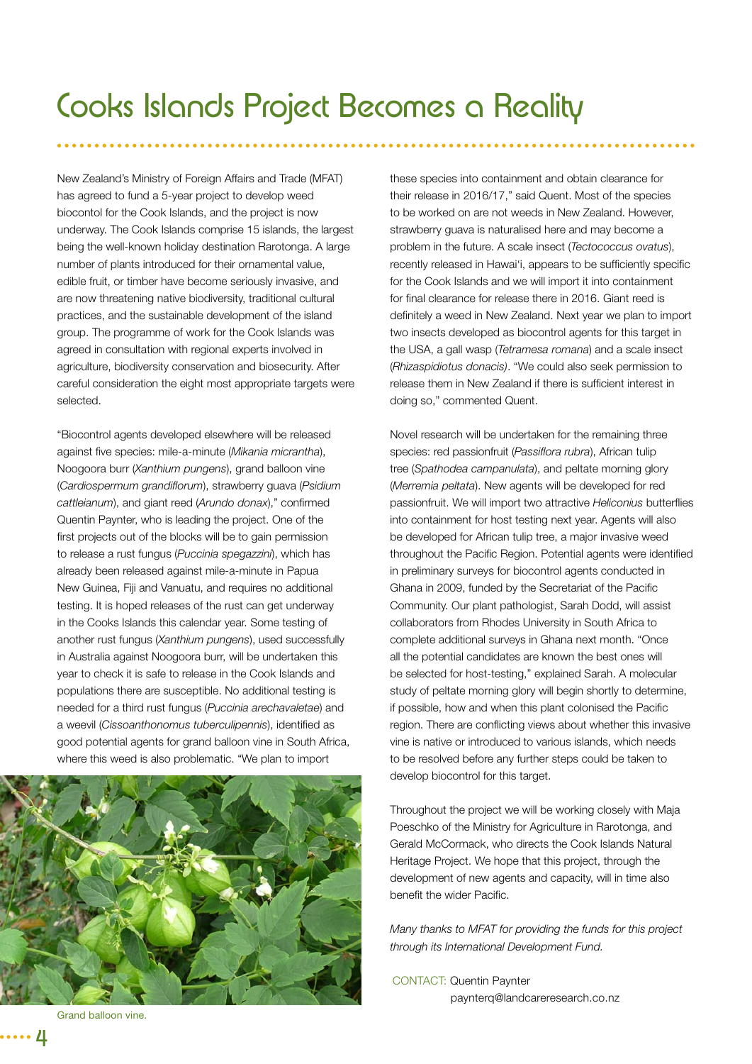# Cooks Islands Project Becomes a Reality

New Zealand's Ministry of Foreign Affairs and Trade (MFAT) has agreed to fund a 5-year project to develop weed biocontol for the Cook Islands, and the project is now underway. The Cook Islands comprise 15 islands, the largest being the well-known holiday destination Rarotonga. A large number of plants introduced for their ornamental value, edible fruit, or timber have become seriously invasive, and are now threatening native biodiversity, traditional cultural practices, and the sustainable development of the island group. The programme of work for the Cook Islands was agreed in consultation with regional experts involved in agriculture, biodiversity conservation and biosecurity. After careful consideration the eight most appropriate targets were selected.

"Biocontrol agents developed elsewhere will be released against five species: mile-a-minute (*Mikania micrantha*), Noogoora burr (*Xanthium pungens*), grand balloon vine (*Cardiospermum grandiflorum*), strawberry guava (*Psidium cattleianum*), and giant reed (*Arundo donax*)," confirmed Quentin Paynter, who is leading the project. One of the first projects out of the blocks will be to gain permission to release a rust fungus (*Puccinia spegazzini*), which has already been released against mile-a-minute in Papua New Guinea, Fiji and Vanuatu, and requires no additional testing. It is hoped releases of the rust can get underway in the Cooks Islands this calendar year. Some testing of another rust fungus (*Xanthium pungens*), used successfully in Australia against Noogoora burr, will be undertaken this year to check it is safe to release in the Cook Islands and populations there are susceptible. No additional testing is needed for a third rust fungus (*Puccinia arechavaletae*) and a weevil (*Cissoanthonomus tuberculipennis*), identified as good potential agents for grand balloon vine in South Africa, where this weed is also problematic. "We plan to import these species into containment and obtain clearance for their release in 2016/17," said Quent. Most of the species to be worked on are not weeds in New Zealand. However, strawberry guava is naturalised here and may become a problem in the future. A scale insect (*Tectococcus ovatus*), recently released in Hawai'i, appears to be sufficiently specific for the Cook Islands and we will import it into containment for final clearance for release there in 2016. Giant reed is definitely a weed in New Zealand. Next year we plan to import two insects developed as biocontrol agents for this target in the USA, a gall wasp (*Tetramesa romana*) and a scale insect (*Rhizaspidiotus donacis*). "We could also seek permission to release them in New Zealand if there is sufficient interest in doing so," commented Quent.

Grand balloon vine.

Novel research will be undertaken for the remaining three species: red passionfruit (*Passiflora rubra*), African tulip tree (*Spathodea campanulata*), and peltate morning glory (*Merremia peltata*). New agents will be developed for red passionfruit. We will import two attractive *Heliconius* butterflies into containment for host testing next year. Agents will also be developed for African tulip tree, a major invasive weed throughout the Pacific Region. Potential agents were identified in preliminary surveys for biocontrol agents conducted in Ghana in 2009, funded by the Secretariat of the Pacific Community. Our plant pathologist, Sarah Dodd, will assist collaborators from Rhodes University in South Africa to complete additional surveys in Ghana next month. "Once all the potential candidates are known the best ones will be selected for host-testing," explained Sarah. A molecular study of peltate morning glory will begin shortly to determine, if possible, how and when this plant colonised the Pacific region. There are conflicting views about whether this invasive vine is native or introduced to various islands, which needs to be resolved before any further steps could be taken to develop biocontrol for this target.

Throughout the project we will be working closely with Maja Poeschko of the Ministry for Agriculture in Rarotonga, and Gerald McCormack, who directs the Cook Islands Natural Heritage Project. We hope that this project, through the development of new agents and capacity, will in time also benefit the wider Pacific.

*Many thanks to MFAT for providing the funds for this project through its International Development Fund.*

CONTACT: Quentin Paynter
paynterq@landcareresearch.co.nz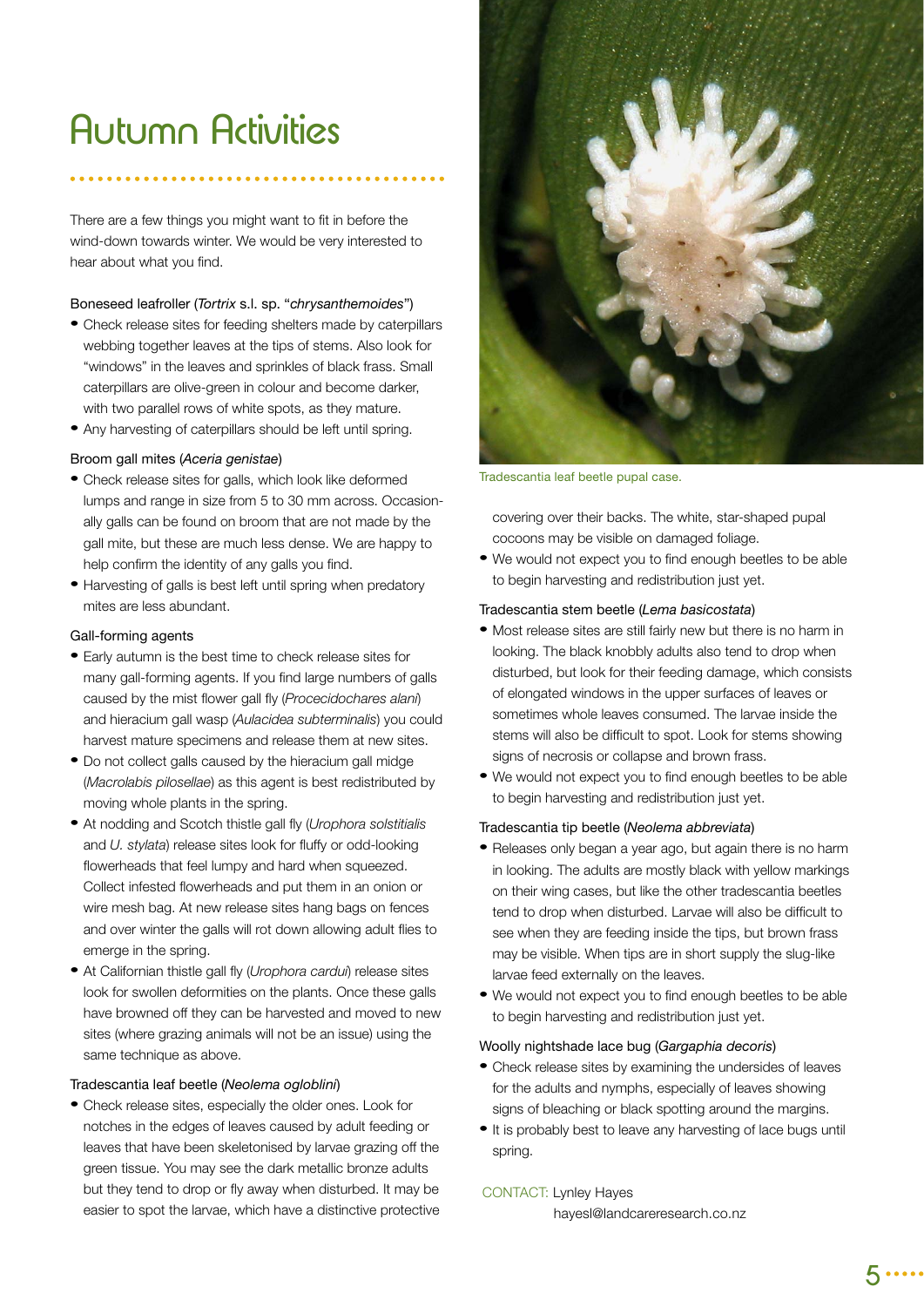# Autumn Activities

There are a few things you might want to fit in before the wind-down towards winter. We would be very interested to hear about what you find.

Boneseed leafroller (*Tortrix* s.l. sp. "*chrysanthemoides*")

- Check release sites for feeding shelters made by caterpillars webbing together leaves at the tips of stems. Also look for "windows" in the leaves and sprinkles of black frass. Small caterpillars are olive-green in colour and become darker, with two parallel rows of white spots, as they mature.
- Any harvesting of caterpillars should be left until spring.

Broom gall mites (*Aceria genistae*)

- Check release sites for galls, which look like deformed lumps and range in size from 5 to 30 mm across. Occasionally galls can be found on broom that are not made by the gall mite, but these are much less dense. We are happy to help confirm the identity of any galls you find.
- Harvesting of galls is best left until spring when predatory mites are less abundant.

Gall-forming agents

- Early autumn is the best time to check release sites for many gall-forming agents. If you find large numbers of galls caused by the mist flower gall fly (*Procecidochares alani*) and hieracium gall wasp (*Aulacidea subterminalis*) you could harvest mature specimens and release them at new sites.
- Do not collect galls caused by the hieracium gall midge (*Macrolabis pilosellae*) as this agent is best redistributed by moving whole plants in the spring.
- At nodding and Scotch thistle gall fly (*Urophora solstitialis* and *U. stylata*) release sites look for fluffy or odd-looking flowerheads that feel lumpy and hard when squeezed. Collect infested flowerheads and put them in an onion or wire mesh bag. At new release sites hang bags on fences and over winter the galls will rot down allowing adult flies to emerge in the spring.
- At Californian thistle gall fly (*Urophora cardui*) release sites look for swollen deformities on the plants. Once these galls have browned off they can be harvested and moved to new sites (where grazing animals will not be an issue) using the same technique as above.

Tradescantia leaf beetle (*Neolema ogloblini*)

- Check release sites, especially the older ones. Look for notches in the edges of leaves caused by adult feeding or leaves that have been skeletonised by larvae grazing off the green tissue. You may see the dark metallic bronze adults but they tend to drop or fly away when disturbed. It may be easier to spot the larvae, which have a distinctive protective covering over their backs. The white, star-shaped pupal cocoons may be visible on damaged foliage.
- We would not expect you to find enough beetles to be able to begin harvesting and redistribution just yet.

Tradescantia leaf beetle pupal case.

Tradescantia stem beetle (*Lema basicostata*)

- Most release sites are still fairly new but there is no harm in looking. The black knobbly adults also tend to drop when disturbed, but look for their feeding damage, which consists of elongated windows in the upper surfaces of leaves or sometimes whole leaves consumed. The larvae inside the stems will also be difficult to spot. Look for stems showing signs of necrosis or collapse and brown frass.
- We would not expect you to find enough beetles to be able to begin harvesting and redistribution just yet.

Tradescantia tip beetle (*Neolema abbreviata*)

- Releases only began a year ago, but again there is no harm in looking. The adults are mostly black with yellow markings on their wing cases, but like the other tradescantia beetles tend to drop when disturbed. Larvae will also be difficult to see when they are feeding inside the tips, but brown frass may be visible. When tips are in short supply the slug-like larvae feed externally on the leaves.
- We would not expect you to find enough beetles to be able to begin harvesting and redistribution just yet.

Woolly nightshade lace bug (*Gargaphia decoris*)

- Check release sites by examining the undersides of leaves for the adults and nymphs, especially of leaves showing signs of bleaching or black spotting around the margins.
- It is probably best to leave any harvesting of lace bugs until spring.

CONTACT: Lynley Hayes
hayesl@landcareresearch.co.nz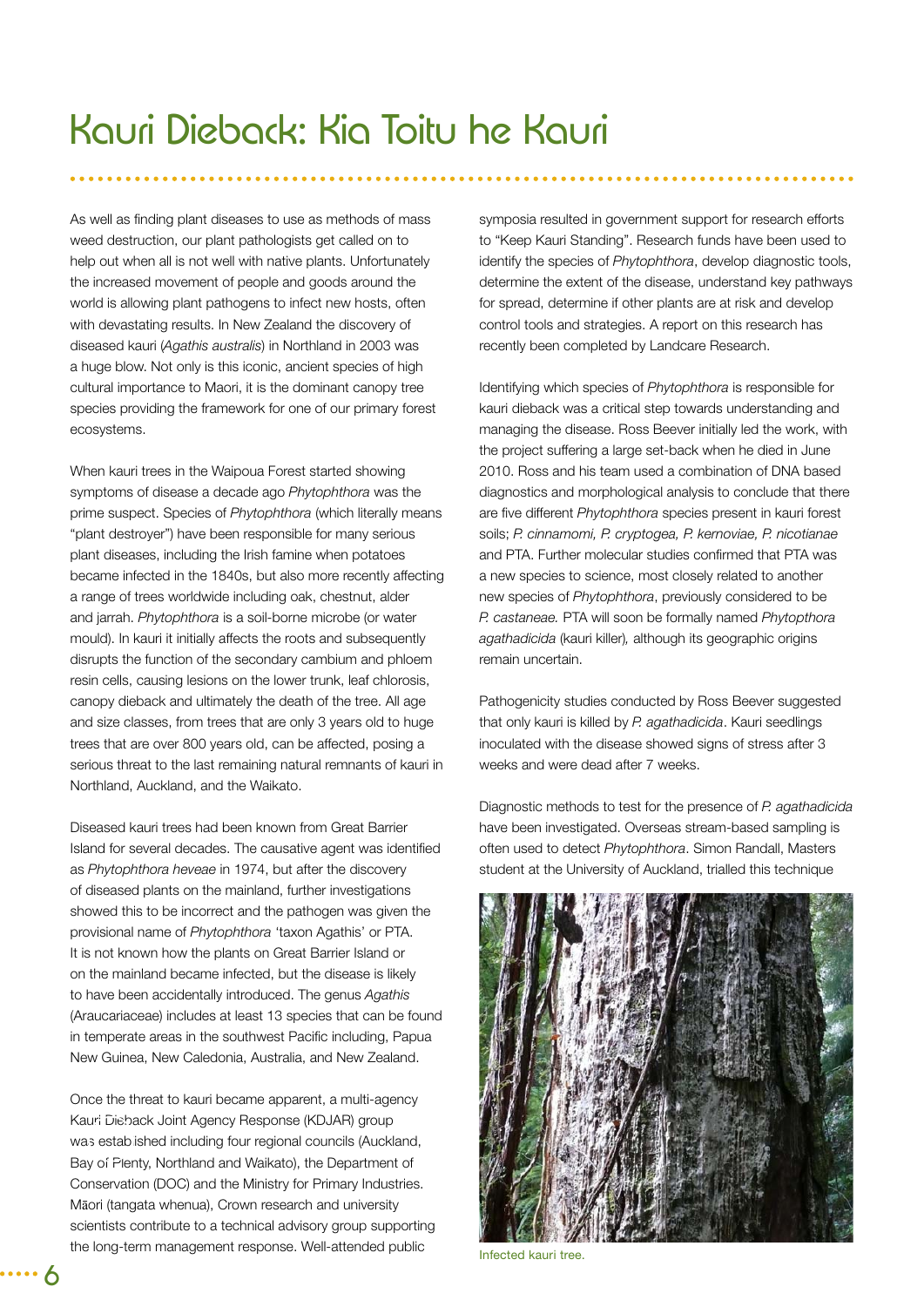# Kauri Dieback: Kia Toitu he Kauri

As well as finding plant diseases to use as methods of mass weed destruction, our plant pathologists get called on to help out when all is not well with native plants. Unfortunately the increased movement of people and goods around the world is allowing plant pathogens to infect new hosts, often with devastating results. In New Zealand the discovery of diseased kauri (*Agathis australis*) in Northland in 2003 was a huge blow. Not only is this iconic, ancient species of high cultural importance to Maori, it is the dominant canopy tree species providing the framework for one of our primary forest ecosystems.

When kauri trees in the Waipoua Forest started showing symptoms of disease a decade ago *Phytophthora* was the prime suspect. Species of *Phytophthora* (which literally means "plant destroyer") have been responsible for many serious plant diseases, including the Irish famine when potatoes became infected in the 1840s, but also more recently affecting a range of trees worldwide including oak, chestnut, alder and jarrah. *Phytophthora* is a soil-borne microbe (or water mould). In kauri it initially affects the roots and subsequently disrupts the function of the secondary cambium and phloem resin cells, causing lesions on the lower trunk, leaf chlorosis, canopy dieback and ultimately the death of the tree. All age and size classes, from trees that are only 3 years old to huge trees that are over 800 years old, can be affected, posing a serious threat to the last remaining natural remnants of kauri in Northland, Auckland, and the Waikato.

Diseased kauri trees had been known from Great Barrier Island for several decades. The causative agent was identified as *Phytophthora heveae* in 1974, but after the discovery of diseased plants on the mainland, further investigations showed this to be incorrect and the pathogen was given the provisional name of *Phytophthora* 'taxon Agathis' or PTA. It is not known how the plants on Great Barrier Island or on the mainland became infected, but the disease is likely to have been accidentally introduced. The genus *Agathis* (Araucariaceae) includes at least 13 species that can be found in temperate areas in the southwest Pacific including, Papua New Guinea, New Caledonia, Australia, and New Zealand.

Once the threat to kauri became apparent, a multi-agency Kauri Dieback Joint Agency Response (KDJAR) group was established including four regional councils (Auckland, Bay of Plenty, Northland and Waikato), the Department of Conservation (DOC) and the Ministry for Primary Industries. Māori (tangata whenua), Crown research and university scientists contribute to a technical advisory group supporting the long-term management response. Well-attended public symposia resulted in government support for research efforts to "Keep Kauri Standing". Research funds have been used to identify the species of *Phytophthora*, develop diagnostic tools, determine the extent of the disease, understand key pathways for spread, determine if other plants are at risk and develop control tools and strategies. A report on this research has recently been completed by Landcare Research.

Identifying which species of *Phytophthora* is responsible for kauri dieback was a critical step towards understanding and managing the disease. Ross Beever initially led the work, with the project suffering a large set-back when he died in June 2010. Ross and his team used a combination of DNA based diagnostics and morphological analysis to conclude that there are five different *Phytophthora* species present in kauri forest soils; *P. cinnamomi, P. cryptogea, P. kernoviae, P. nicotianae* and PTA. Further molecular studies confirmed that PTA was a new species to science, most closely related to another new species of *Phytophthora*, previously considered to be *P. castaneae.* PTA will soon be formally named *Phytopthora agathadicida* (kauri killer), although its geographic origins remain uncertain.

Pathogenicity studies conducted by Ross Beever suggested that only kauri is killed by *P. agathadicida*. Kauri seedlings inoculated with the disease showed signs of stress after 3 weeks and were dead after 7 weeks.

Diagnostic methods to test for the presence of *P. agathadicida* have been investigated. Overseas stream-based sampling is often used to detect *Phytophthora*. Simon Randall, Masters student at the University of Auckland, trialled this technique

Infected kauri tree.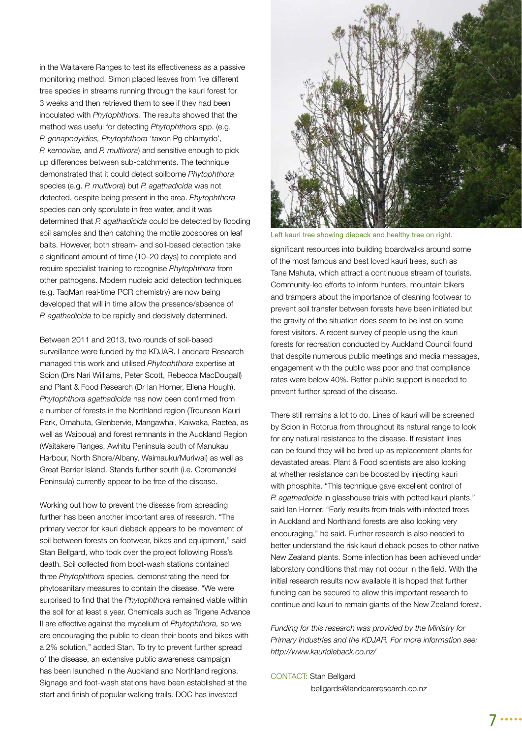in the Waitakere Ranges to test its effectiveness as a passive monitoring method. Simon placed leaves from five different tree species in streams running through the kauri forest for 3 weeks and then retrieved them to see if they had been inoculated with *Phytophthora*. The results showed that the method was useful for detecting *Phytophthora* spp. (e.g. *P. gonapodyidies, Phytophthora* 'taxon Pg chlamydo', *P. kernoviae,* and *P. multivora*) and sensitive enough to pick up differences between sub-catchments. The technique demonstrated that it could detect soilborne *Phytophthora* species (e.g. *P. multivora*) but *P. agathadicida* was not detected, despite being present in the area. *Phytophthora* species can only sporulate in free water, and it was determined that *P. agathadicida* could be detected by flooding soil samples and then catching the motile zoospores on leaf baits. However, both stream- and soil-based detection take a significant amount of time (10–20 days) to complete and require specialist training to recognise *Phytophthora* from other pathogens. Modern nucleic acid detection techniques (e.g. TaqMan real-time PCR chemistry) are now being developed that will in time allow the presence/absence of *P. agathadicida* to be rapidly and decisively determined.

Between 2011 and 2013, two rounds of soil-based surveillance were funded by the KDJAR. Landcare Research managed this work and utilised *Phytophthora* expertise at Scion (Drs Nari Williams, Peter Scott, Rebecca MacDougall) and Plant & Food Research (Dr Ian Horner, Ellena Hough). *Phytophthora agathadicida* has now been confirmed from a number of forests in the Northland region (Trounson Kauri Park, Omahuta, Glenbervie, Mangawhai, Kaiwaka, Raetea, as well as Waipoua) and forest remnants in the Auckland Region (Waitakere Ranges, Awhitu Peninsula south of Manukau Harbour, North Shore/Albany, Waimauku/Muriwai) as well as Great Barrier Island. Stands further south (i.e. Coromandel Peninsula) currently appear to be free of the disease.

Working out how to prevent the disease from spreading further has been another important area of research. "The primary vector for kauri dieback appears to be movement of soil between forests on footwear, bikes and equipment," said Stan Bellgard, who took over the project following Ross's death. Soil collected from boot-wash stations contained three *Phytophthora* species, demonstrating the need for phytosanitary measures to contain the disease. "We were surprised to find that the *Phytophthora* remained viable within the soil for at least a year. Chemicals such as Trigene Advance II are effective against the mycelium of *Phytophthora,* so we are encouraging the public to clean their boots and bikes with a 2% solution," added Stan. To try to prevent further spread of the disease, an extensive public awareness campaign has been launched in the Auckland and Northland regions. Signage and foot-wash stations have been established at the start and finish of popular walking trails. DOC has invested significant resources into building boardwalks around some of the most famous and best loved kauri trees, such as Tane Mahuta, which attract a continuous stream of tourists. Community-led efforts to inform hunters, mountain bikers and trampers about the importance of cleaning footwear to prevent soil transfer between forests have been initiated but the gravity of the situation does seem to be lost on some forest visitors. A recent survey of people using the kauri forests for recreation conducted by Auckland Council found that despite numerous public meetings and media messages, engagement with the public was poor and that compliance rates were below 40%. Better public support is needed to prevent further spread of the disease.

Left kauri tree showing dieback and healthy tree on right.

There still remains a lot to do. Lines of kauri will be screened by Scion in Rotorua from throughout its natural range to look for any natural resistance to the disease. If resistant lines can be found they will be bred up as replacement plants for devastated areas. Plant & Food scientists are also looking at whether resistance can be boosted by injecting kauri with phosphite. "This technique gave excellent control of *P. agathadicida* in glasshouse trials with potted kauri plants," said Ian Horner. "Early results from trials with infected trees in Auckland and Northland forests are also looking very encouraging," he said. Further research is also needed to better understand the risk kauri dieback poses to other native New Zealand plants. Some infection has been achieved under laboratory conditions that may not occur in the field. With the initial research results now available it is hoped that further funding can be secured to allow this important research to continue and kauri to remain giants of the New Zealand forest.

*Funding for this research was provided by the Ministry for Primary Industries and the KDJAR. For more information see: http://www.kauridieback.co.nz/*

CONTACT: Stan Bellgard
bellgards@landcareresearch.co.nz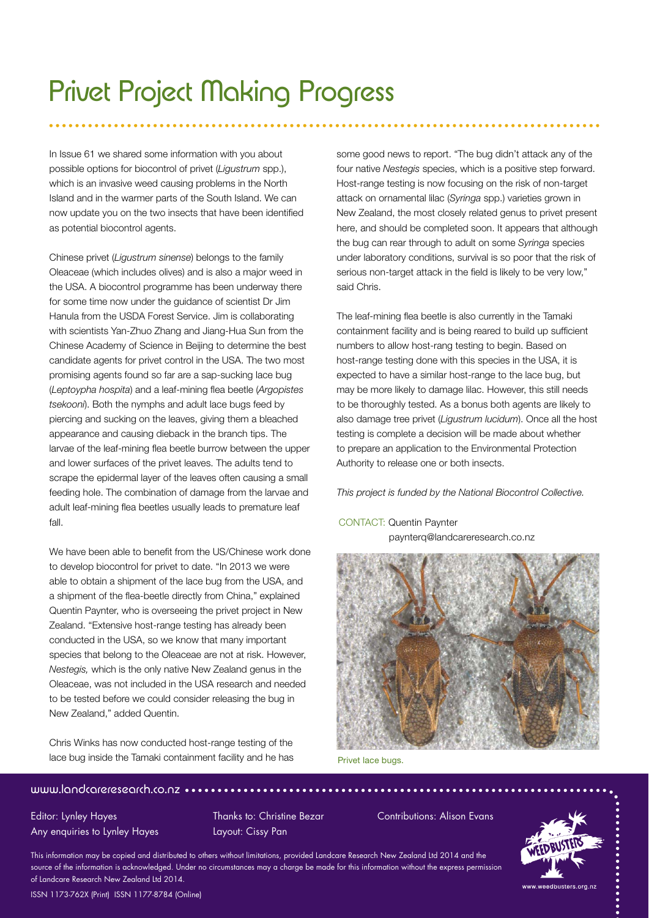# Privet Project Making Progress

In Issue 61 we shared some information with you about possible options for biocontrol of privet (*Ligustrum* spp.), which is an invasive weed causing problems in the North Island and in the warmer parts of the South Island. We can now update you on the two insects that have been identified as potential biocontrol agents.

Chinese privet (*Ligustrum sinense*) belongs to the family Oleaceae (which includes olives) and is also a major weed in the USA. A biocontrol programme has been underway there for some time now under the guidance of scientist Dr Jim Hanula from the USDA Forest Service. Jim is collaborating with scientists Yan-Zhuo Zhang and Jiang-Hua Sun from the Chinese Academy of Science in Beijing to determine the best candidate agents for privet control in the USA. The two most promising agents found so far are a sap-sucking lace bug (*Leptoypha hospita*) and a leaf-mining flea beetle (*Argopistes tsekooni*). Both the nymphs and adult lace bugs feed by piercing and sucking on the leaves, giving them a bleached appearance and causing dieback in the branch tips. The larvae of the leaf-mining flea beetle burrow between the upper and lower surfaces of the privet leaves. The adults tend to scrape the epidermal layer of the leaves often causing a small feeding hole. The combination of damage from the larvae and adult leaf-mining flea beetles usually leads to premature leaf fall.

We have been able to benefit from the US/Chinese work done to develop biocontrol for privet to date. "In 2013 we were able to obtain a shipment of the lace bug from the USA, and a shipment of the flea-beetle directly from China," explained Quentin Paynter, who is overseeing the privet project in New Zealand. "Extensive host-range testing has already been conducted in the USA, so we know that many important species that belong to the Oleaceae are not at risk. However, *Nestegis,* which is the only native New Zealand genus in the Oleaceae, was not included in the USA research and needed to be tested before we could consider releasing the bug in New Zealand," added Quentin.

Chris Winks has now conducted host-range testing of the lace bug inside the Tamaki containment facility and he has some good news to report. "The bug didn't attack any of the four native *Nestegis* species, which is a positive step forward. Host-range testing is now focusing on the risk of non-target attack on ornamental lilac (*Syringa* spp.) varieties grown in New Zealand, the most closely related genus to privet present here, and should be completed soon. It appears that although the bug can rear through to adult on some *Syringa* species under laboratory conditions, survival is so poor that the risk of serious non-target attack in the field is likely to be very low," said Chris.

The leaf-mining flea beetle is also currently in the Tamaki containment facility and is being reared to build up sufficient numbers to allow host-rang testing to begin. Based on host-range testing done with this species in the USA, it is expected to have a similar host-range to the lace bug, but may be more likely to damage lilac. However, this still needs to be thoroughly tested. As a bonus both agents are likely to also damage tree privet (*Ligustrum lucidum*). Once all the host testing is complete a decision will be made about whether to prepare an application to the Environmental Protection Authority to release one or both insects.

*This project is funded by the National Biocontrol Collective.*

CONTACT: Quentin Paynter
paynterq@landcareresearch.co.nz

Privet lace bugs.

www.landcareresearch.co.nz

Editor: Lynley Hayes
Any enquiries to Lynley Hayes

Thanks to: Christine Bezar
Layout: Cissy Pan

Contributions: Alison Evans

This information may be copied and distributed to others without limitations, provided Landcare Research New Zealand Ltd 2014 and the source of the information is acknowledged. Under no circumstances may a charge be made for this information without the express permission of Landcare Research New Zealand Ltd 2014.

ISSN 1173-762X (Print) ISSN 1177-8784 (Online)

www.weedbusters.org.nz